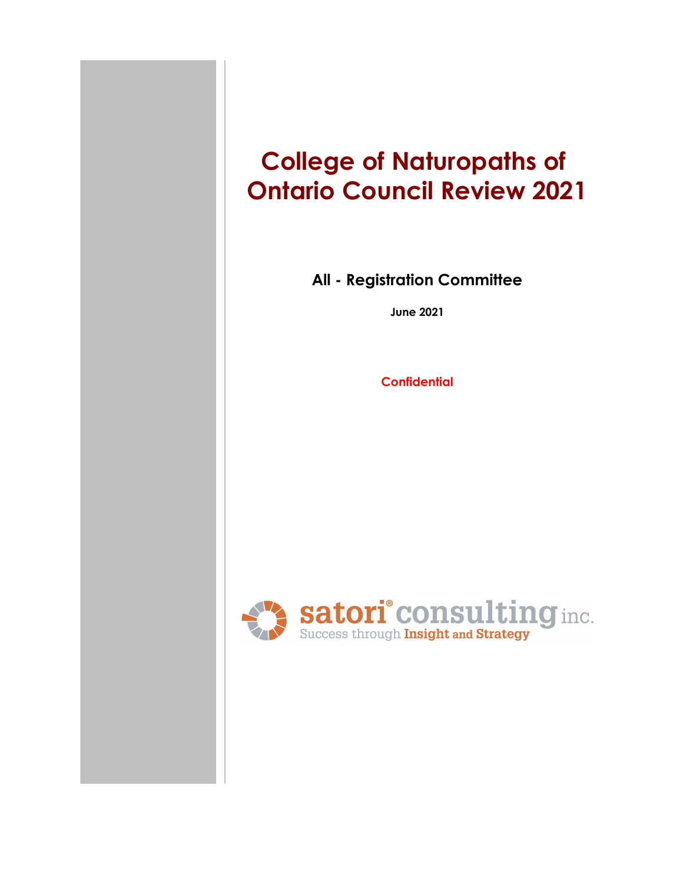# College of Naturopaths of Ontario Council Review 2021

## All - Registration Committee

**June 2021**

**Confidential**

satori® consulting inc.

Success through **Insight and Strategy**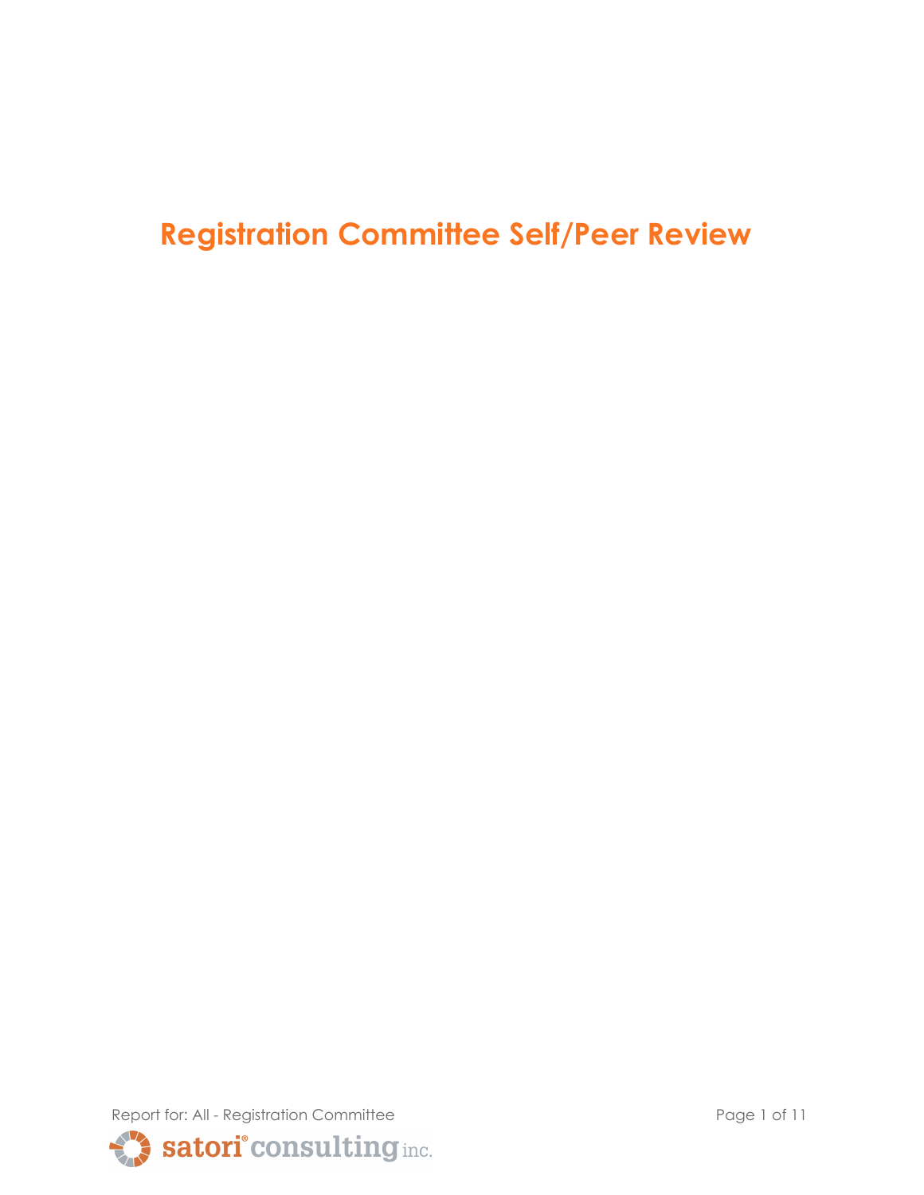# Registration Committee Self/Peer Review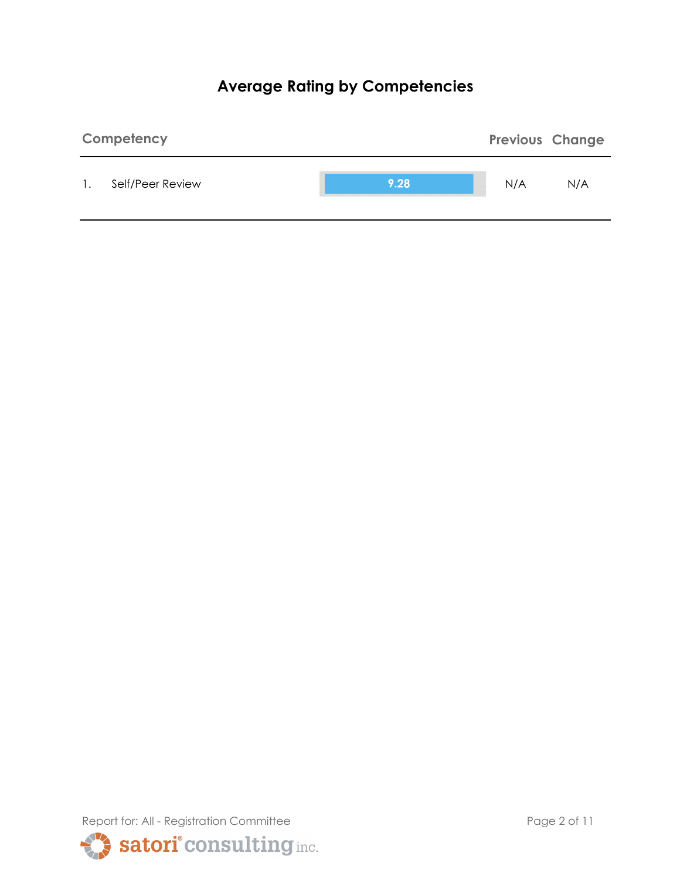# Average Rating by Competencies

| Competency | | Score | Previous | Change |
|---|---|---|---|---|
| 1. | Self/Peer Review | 9.28 | N/A | N/A |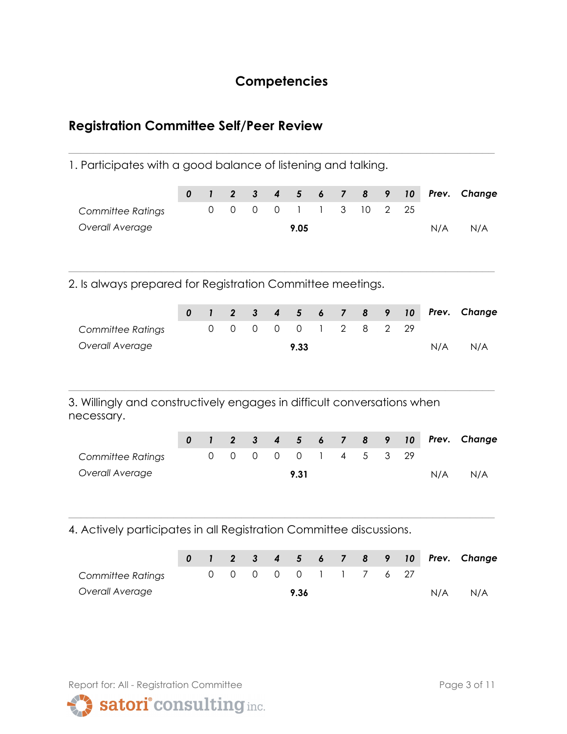# Competencies

## Registration Committee Self/Peer Review

1. Participates with a good balance of listening and talking.

| | 0 | 1 | 2 | 3 | 4 | 5 | 6 | 7 | 8 | 9 | 10 | Prev. | Change |
|---|---|---|---|---|---|---|---|---|---|---|---|---|---|
| *Committee Ratings* | | 0 | 0 | 0 | 0 | 1 | 1 | 3 | 10 | 2 | 25 | | |
| *Overall Average* | | | | | | **9.05** | | | | | | N/A | N/A |

2. Is always prepared for Registration Committee meetings.

| | 0 | 1 | 2 | 3 | 4 | 5 | 6 | 7 | 8 | 9 | 10 | Prev. | Change |
|---|---|---|---|---|---|---|---|---|---|---|---|---|---|
| *Committee Ratings* | | 0 | 0 | 0 | 0 | 0 | 1 | 2 | 8 | 2 | 29 | | |
| *Overall Average* | | | | | | **9.33** | | | | | | N/A | N/A |

3. Willingly and constructively engages in difficult conversations when necessary.

| | 0 | 1 | 2 | 3 | 4 | 5 | 6 | 7 | 8 | 9 | 10 | Prev. | Change |
|---|---|---|---|---|---|---|---|---|---|---|---|---|---|
| *Committee Ratings* | | 0 | 0 | 0 | 0 | 0 | 1 | 4 | 5 | 3 | 29 | | |
| *Overall Average* | | | | | | **9.31** | | | | | | N/A | N/A |

4. Actively participates in all Registration Committee discussions.

| | 0 | 1 | 2 | 3 | 4 | 5 | 6 | 7 | 8 | 9 | 10 | Prev. | Change |
|---|---|---|---|---|---|---|---|---|---|---|---|---|---|
| *Committee Ratings* | | 0 | 0 | 0 | 0 | 0 | 1 | 1 | 7 | 6 | 27 | | |
| *Overall Average* | | | | | | **9.36** | | | | | | N/A | N/A |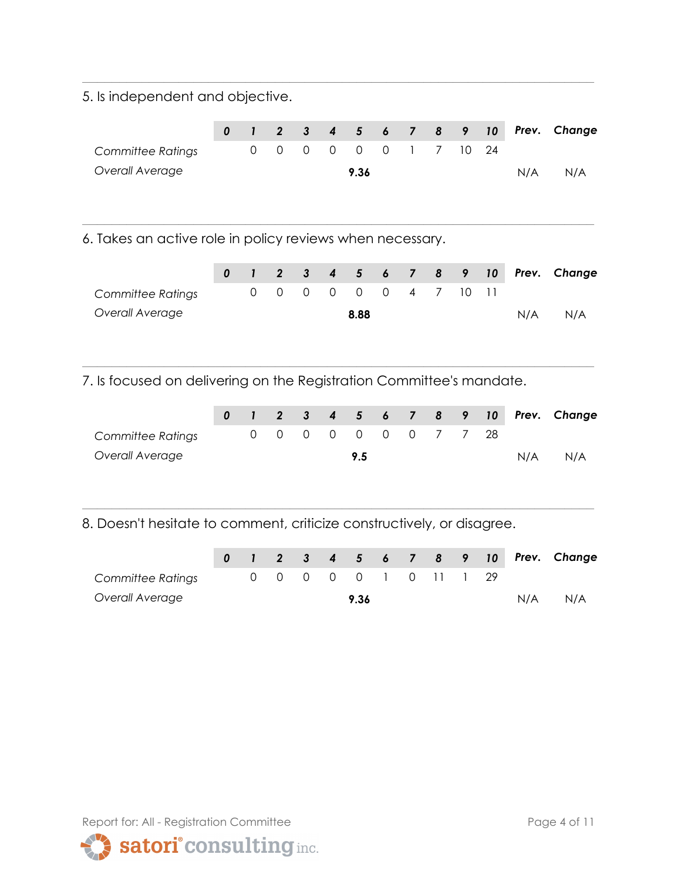5. Is independent and objective.

| | 0 | 1 | 2 | 3 | 4 | 5 | 6 | 7 | 8 | 9 | 10 | Prev. | Change |
|---|---|---|---|---|---|---|---|---|---|---|---|---|---|
| *Committee Ratings* | | 0 | 0 | 0 | 0 | 0 | 0 | 1 | 7 | 10 | 24 | | |
| *Overall Average* | | | | | | **9.36** | | | | | | N/A | N/A |

6. Takes an active role in policy reviews when necessary.

| | 0 | 1 | 2 | 3 | 4 | 5 | 6 | 7 | 8 | 9 | 10 | Prev. | Change |
|---|---|---|---|---|---|---|---|---|---|---|---|---|---|
| *Committee Ratings* | | 0 | 0 | 0 | 0 | 0 | 0 | 4 | 7 | 10 | 11 | | |
| *Overall Average* | | | | | | **8.88** | | | | | | N/A | N/A |

7. Is focused on delivering on the Registration Committee's mandate.

| | 0 | 1 | 2 | 3 | 4 | 5 | 6 | 7 | 8 | 9 | 10 | Prev. | Change |
|---|---|---|---|---|---|---|---|---|---|---|---|---|---|
| *Committee Ratings* | | 0 | 0 | 0 | 0 | 0 | 0 | 0 | 7 | 7 | 28 | | |
| *Overall Average* | | | | | | **9.5** | | | | | | N/A | N/A |

8. Doesn't hesitate to comment, criticize constructively, or disagree.

| | 0 | 1 | 2 | 3 | 4 | 5 | 6 | 7 | 8 | 9 | 10 | Prev. | Change |
|---|---|---|---|---|---|---|---|---|---|---|---|---|---|
| *Committee Ratings* | | 0 | 0 | 0 | 0 | 0 | 1 | 0 | 11 | 1 | 29 | | |
| *Overall Average* | | | | | | **9.36** | | | | | | N/A | N/A |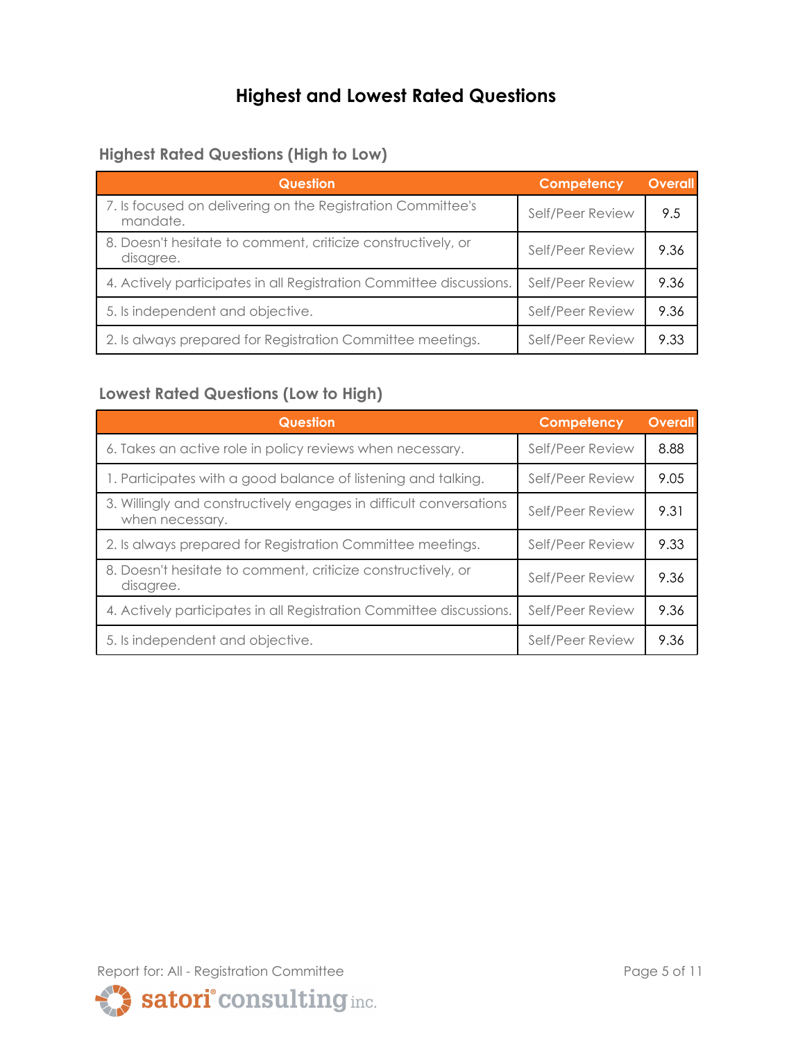# Highest and Lowest Rated Questions

## Highest Rated Questions (High to Low)

| Question | Competency | Overall |
|---|---|---|
| 7. Is focused on delivering on the Registration Committee's mandate. | Self/Peer Review | 9.5 |
| 8. Doesn't hesitate to comment, criticize constructively, or disagree. | Self/Peer Review | 9.36 |
| 4. Actively participates in all Registration Committee discussions. | Self/Peer Review | 9.36 |
| 5. Is independent and objective. | Self/Peer Review | 9.36 |
| 2. Is always prepared for Registration Committee meetings. | Self/Peer Review | 9.33 |

## Lowest Rated Questions (Low to High)

| Question | Competency | Overall |
|---|---|---|
| 6. Takes an active role in policy reviews when necessary. | Self/Peer Review | 8.88 |
| 1. Participates with a good balance of listening and talking. | Self/Peer Review | 9.05 |
| 3. Willingly and constructively engages in difficult conversations when necessary. | Self/Peer Review | 9.31 |
| 2. Is always prepared for Registration Committee meetings. | Self/Peer Review | 9.33 |
| 8. Doesn't hesitate to comment, criticize constructively, or disagree. | Self/Peer Review | 9.36 |
| 4. Actively participates in all Registration Committee discussions. | Self/Peer Review | 9.36 |
| 5. Is independent and objective. | Self/Peer Review | 9.36 |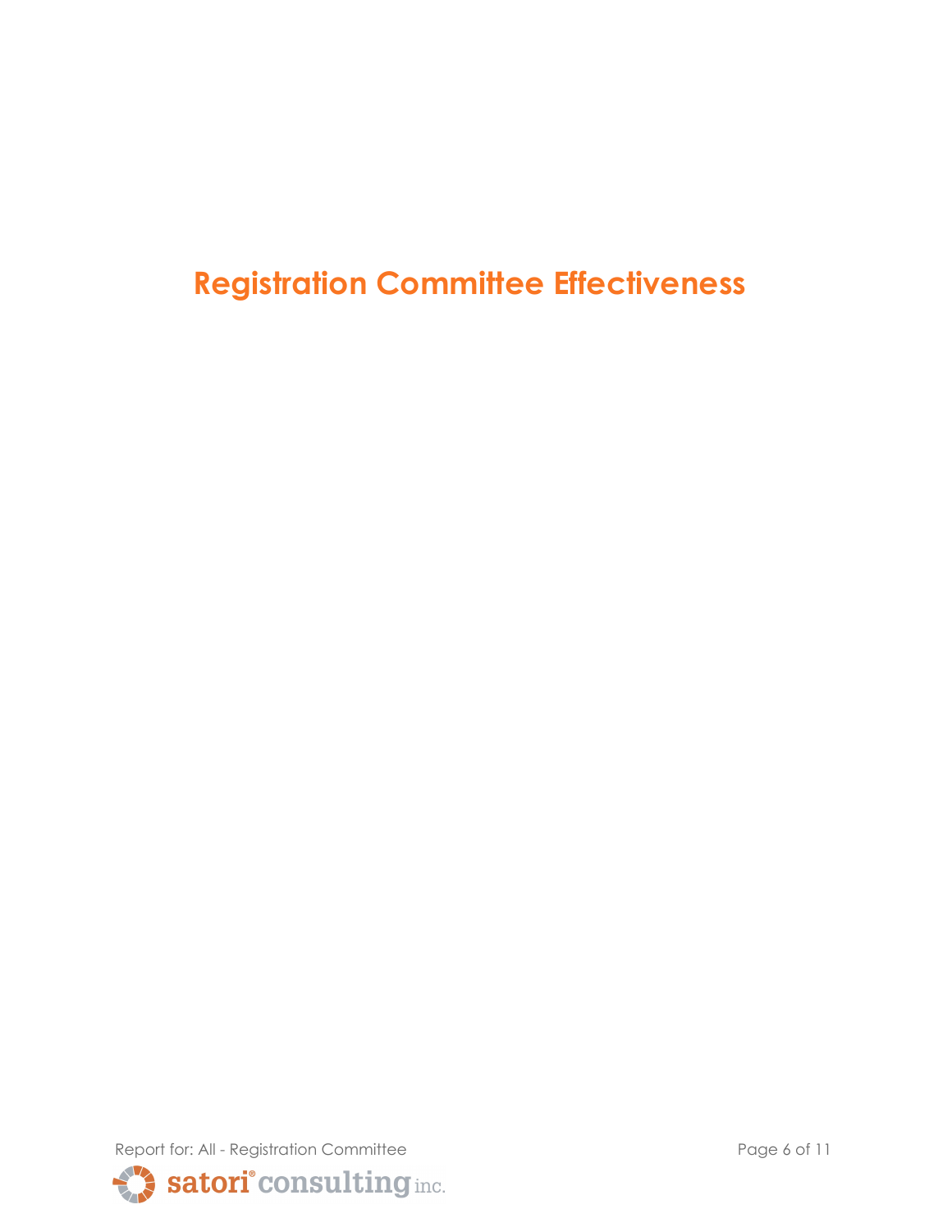# Registration Committee Effectiveness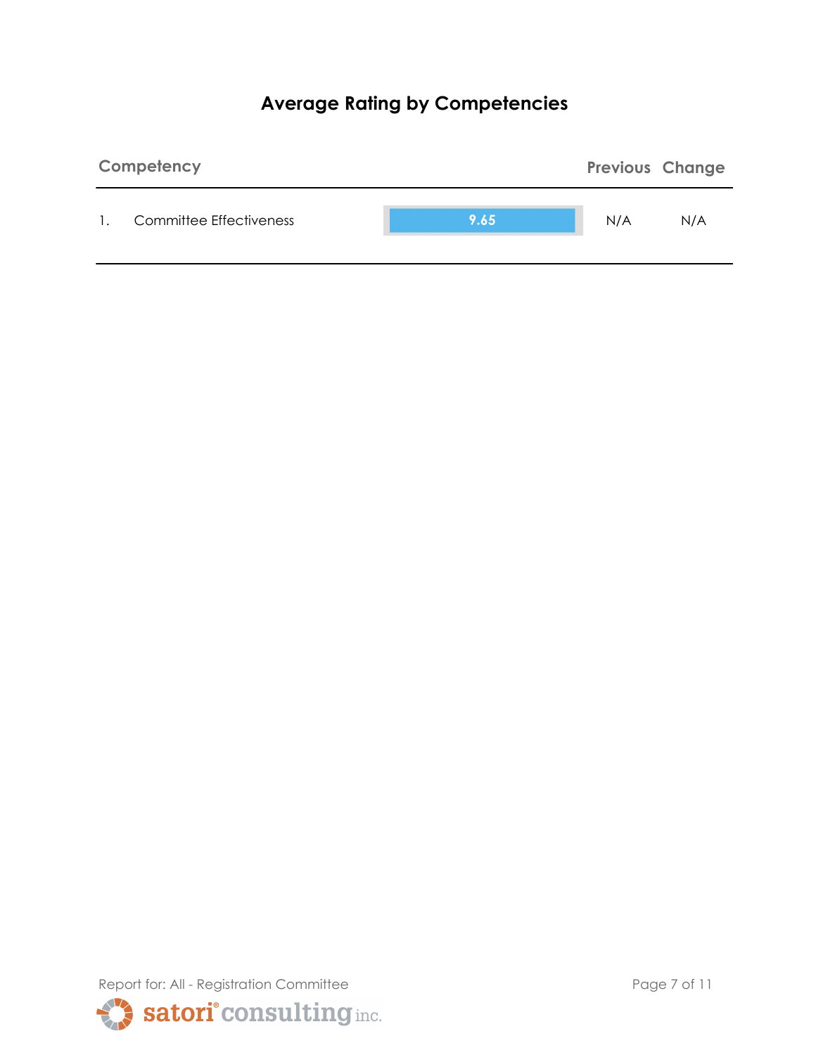## Average Rating by Competencies

| Competency | | Previous | Change |
|---|---|---|---|
| 1. Committee Effectiveness | 9.65 | N/A | N/A |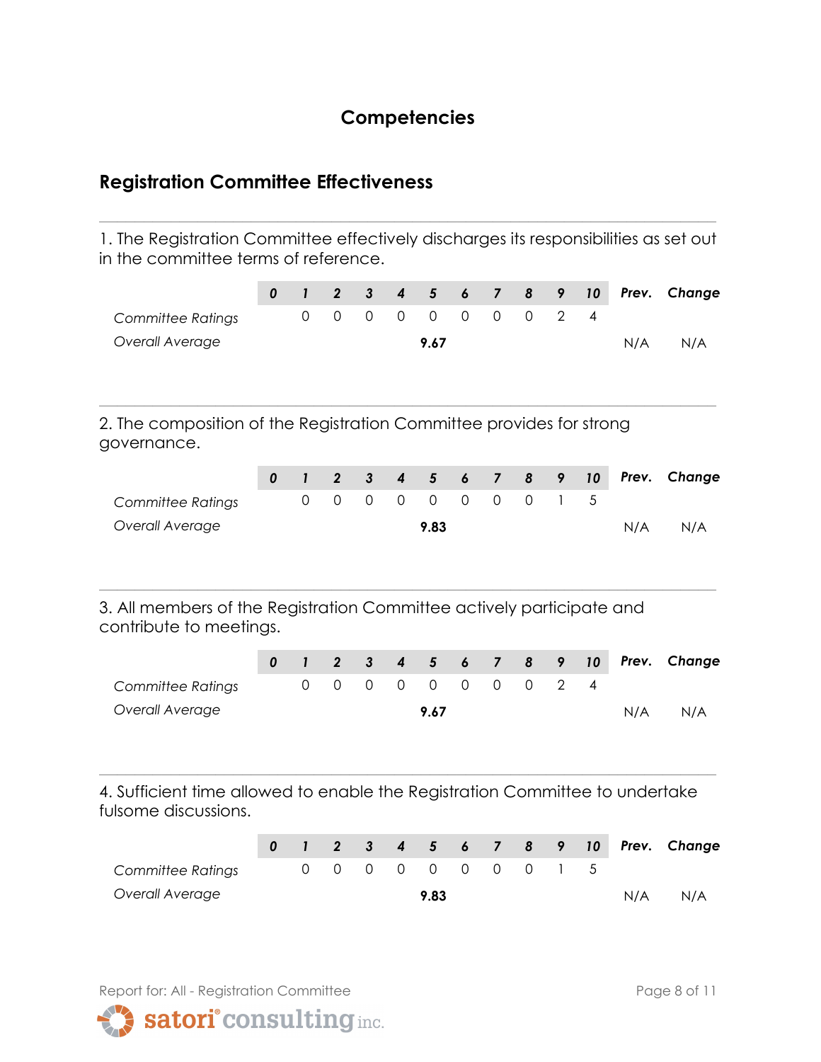# Competencies

## Registration Committee Effectiveness

1. The Registration Committee effectively discharges its responsibilities as set out in the committee terms of reference.

| | 0 | 1 | 2 | 3 | 4 | 5 | 6 | 7 | 8 | 9 | 10 | Prev. | Change |
|---|---|---|---|---|---|---|---|---|---|---|---|---|---|
| *Committee Ratings* | | 0 | 0 | 0 | 0 | 0 | 0 | 0 | 0 | 2 | 4 | | |
| *Overall Average* | | | | | | **9.67** | | | | | | N/A | N/A |

2. The composition of the Registration Committee provides for strong governance.

| | 0 | 1 | 2 | 3 | 4 | 5 | 6 | 7 | 8 | 9 | 10 | Prev. | Change |
|---|---|---|---|---|---|---|---|---|---|---|---|---|---|
| *Committee Ratings* | | 0 | 0 | 0 | 0 | 0 | 0 | 0 | 0 | 1 | 5 | | |
| *Overall Average* | | | | | | **9.83** | | | | | | N/A | N/A |

3. All members of the Registration Committee actively participate and contribute to meetings.

| | 0 | 1 | 2 | 3 | 4 | 5 | 6 | 7 | 8 | 9 | 10 | Prev. | Change |
|---|---|---|---|---|---|---|---|---|---|---|---|---|---|
| *Committee Ratings* | | 0 | 0 | 0 | 0 | 0 | 0 | 0 | 0 | 2 | 4 | | |
| *Overall Average* | | | | | | **9.67** | | | | | | N/A | N/A |

4. Sufficient time allowed to enable the Registration Committee to undertake fulsome discussions.

| | 0 | 1 | 2 | 3 | 4 | 5 | 6 | 7 | 8 | 9 | 10 | Prev. | Change |
|---|---|---|---|---|---|---|---|---|---|---|---|---|---|
| *Committee Ratings* | | 0 | 0 | 0 | 0 | 0 | 0 | 0 | 0 | 1 | 5 | | |
| *Overall Average* | | | | | | **9.83** | | | | | | N/A | N/A |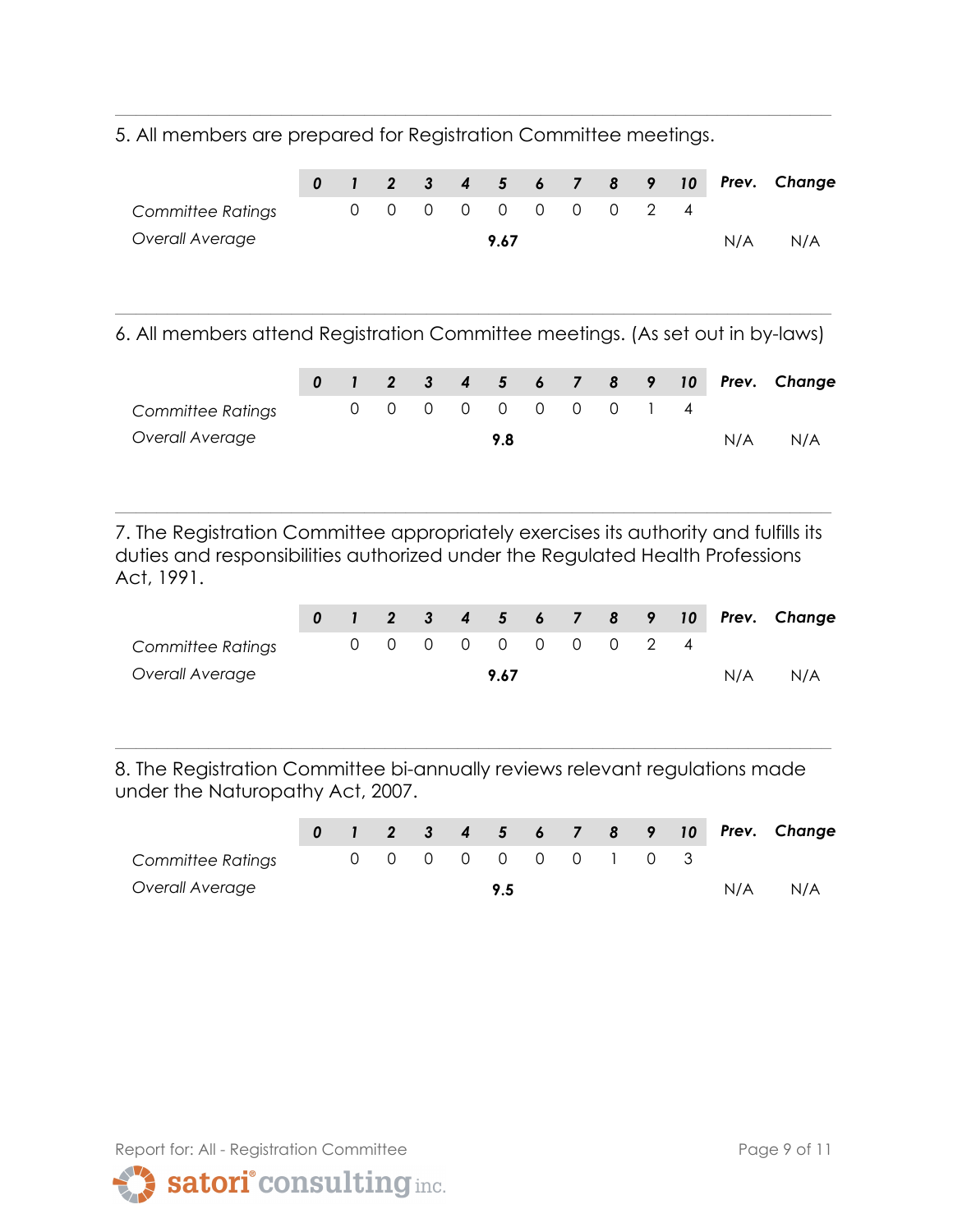5. All members are prepared for Registration Committee meetings.

| | 0 | 1 | 2 | 3 | 4 | 5 | 6 | 7 | 8 | 9 | 10 | Prev. | Change |
|---|---|---|---|---|---|---|---|---|---|---|---|---|---|
| *Committee Ratings* | | 0 | 0 | 0 | 0 | 0 | 0 | 0 | 0 | 2 | 4 | | |
| *Overall Average* | | | | | | **9.67** | | | | | | N/A | N/A |

6. All members attend Registration Committee meetings. (As set out in by-laws)

| | 0 | 1 | 2 | 3 | 4 | 5 | 6 | 7 | 8 | 9 | 10 | Prev. | Change |
|---|---|---|---|---|---|---|---|---|---|---|---|---|---|
| *Committee Ratings* | | 0 | 0 | 0 | 0 | 0 | 0 | 0 | 0 | 1 | 4 | | |
| *Overall Average* | | | | | | **9.8** | | | | | | N/A | N/A |

7. The Registration Committee appropriately exercises its authority and fulfills its duties and responsibilities authorized under the Regulated Health Professions Act, 1991.

| | 0 | 1 | 2 | 3 | 4 | 5 | 6 | 7 | 8 | 9 | 10 | Prev. | Change |
|---|---|---|---|---|---|---|---|---|---|---|---|---|---|
| *Committee Ratings* | | 0 | 0 | 0 | 0 | 0 | 0 | 0 | 0 | 2 | 4 | | |
| *Overall Average* | | | | | | **9.67** | | | | | | N/A | N/A |

8. The Registration Committee bi-annually reviews relevant regulations made under the Naturopathy Act, 2007.

| | 0 | 1 | 2 | 3 | 4 | 5 | 6 | 7 | 8 | 9 | 10 | Prev. | Change |
|---|---|---|---|---|---|---|---|---|---|---|---|---|---|
| *Committee Ratings* | | 0 | 0 | 0 | 0 | 0 | 0 | 0 | 1 | 0 | 3 | | |
| *Overall Average* | | | | | | **9.5** | | | | | | N/A | N/A |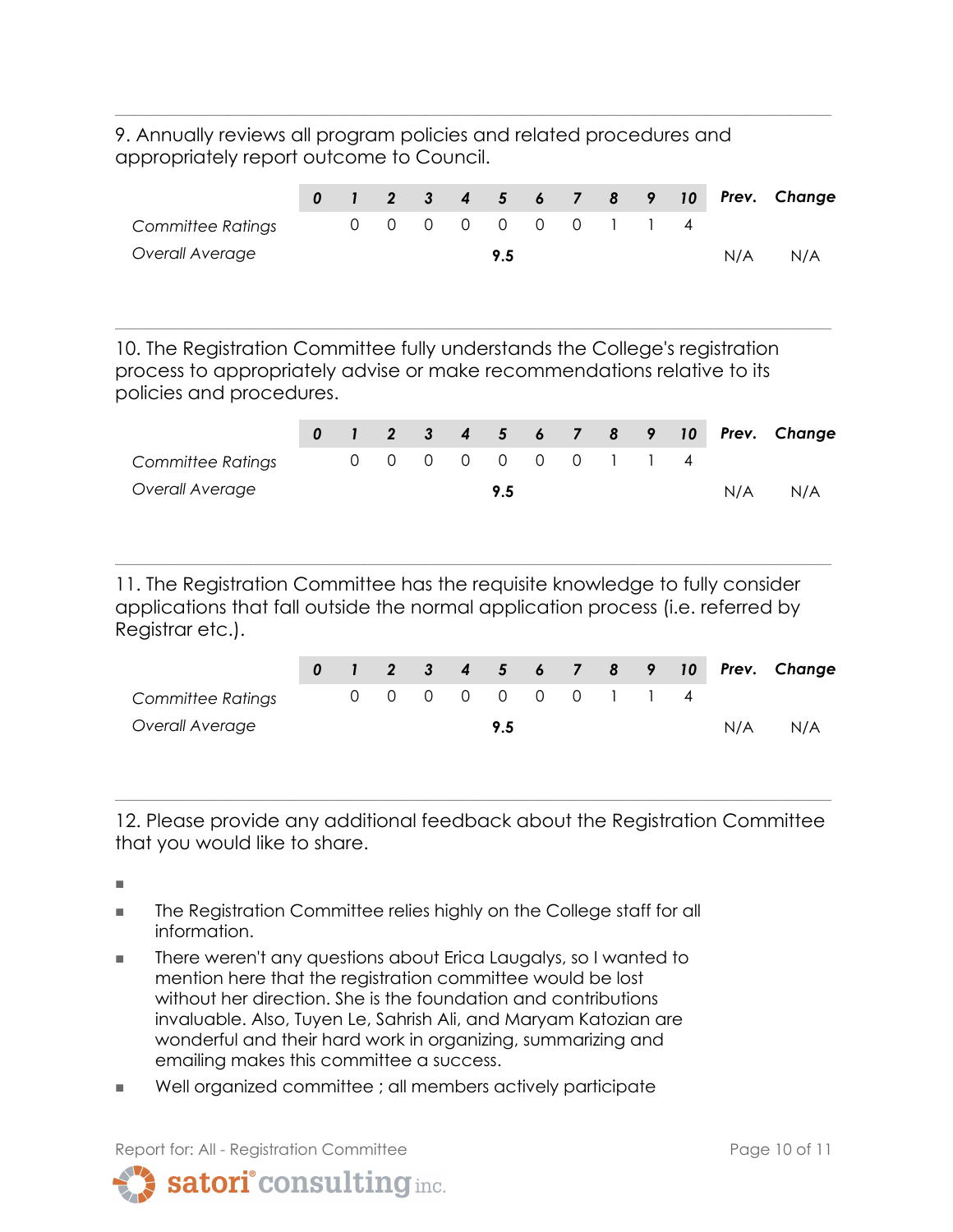9. Annually reviews all program policies and related procedures and appropriately report outcome to Council.

| | 0 | 1 | 2 | 3 | 4 | 5 | 6 | 7 | 8 | 9 | 10 | Prev. | Change |
|---|---|---|---|---|---|---|---|---|---|---|---|---|---|
| *Committee Ratings* | | 0 | 0 | 0 | 0 | 0 | 0 | 0 | 1 | 1 | 4 | | |
| *Overall Average* | | | | | | **9.5** | | | | | | N/A | N/A |

10. The Registration Committee fully understands the College's registration process to appropriately advise or make recommendations relative to its policies and procedures.

| | 0 | 1 | 2 | 3 | 4 | 5 | 6 | 7 | 8 | 9 | 10 | Prev. | Change |
|---|---|---|---|---|---|---|---|---|---|---|---|---|---|
| *Committee Ratings* | | 0 | 0 | 0 | 0 | 0 | 0 | 0 | 1 | 1 | 4 | | |
| *Overall Average* | | | | | | **9.5** | | | | | | N/A | N/A |

11. The Registration Committee has the requisite knowledge to fully consider applications that fall outside the normal application process (i.e. referred by Registrar etc.).

| | 0 | 1 | 2 | 3 | 4 | 5 | 6 | 7 | 8 | 9 | 10 | Prev. | Change |
|---|---|---|---|---|---|---|---|---|---|---|---|---|---|
| *Committee Ratings* | | 0 | 0 | 0 | 0 | 0 | 0 | 0 | 1 | 1 | 4 | | |
| *Overall Average* | | | | | | **9.5** | | | | | | N/A | N/A |

12. Please provide any additional feedback about the Registration Committee that you would like to share.

- The Registration Committee relies highly on the College staff for all information.
- There weren't any questions about Erica Laugalys, so I wanted to mention here that the registration committee would be lost without her direction. She is the foundation and contributions invaluable. Also, Tuyen Le, Sahrish Ali, and Maryam Katozian are wonderful and their hard work in organizing, summarizing and emailing makes this committee a success.
- Well organized committee ; all members actively participate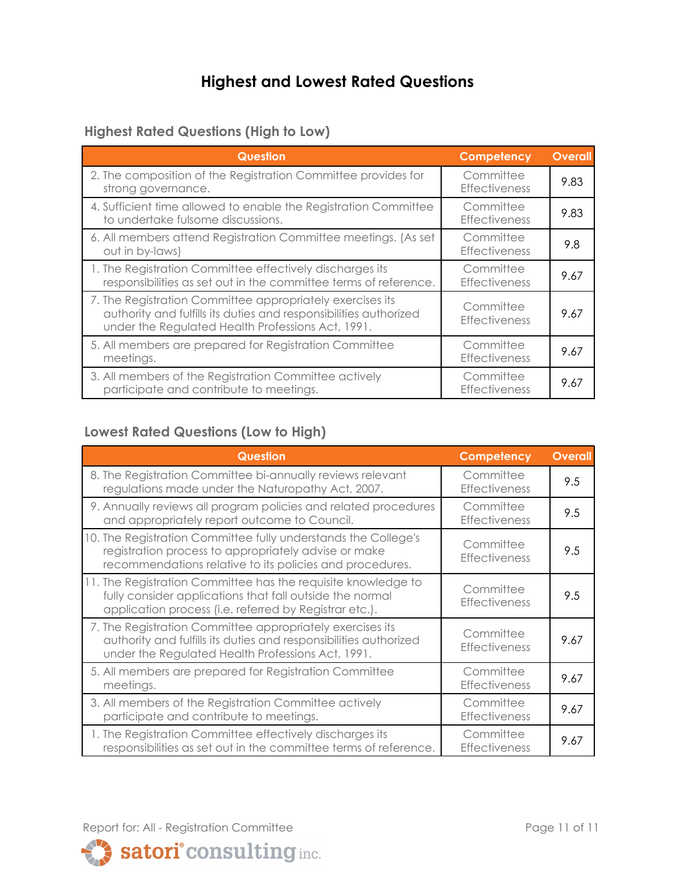# Highest and Lowest Rated Questions

## Highest Rated Questions (High to Low)

| Question | Competency | Overall |
|---|---|---|
| 2. The composition of the Registration Committee provides for strong governance. | Committee Effectiveness | 9.83 |
| 4. Sufficient time allowed to enable the Registration Committee to undertake fulsome discussions. | Committee Effectiveness | 9.83 |
| 6. All members attend Registration Committee meetings. (As set out in by-laws) | Committee Effectiveness | 9.8 |
| 1. The Registration Committee effectively discharges its responsibilities as set out in the committee terms of reference. | Committee Effectiveness | 9.67 |
| 7. The Registration Committee appropriately exercises its authority and fulfills its duties and responsibilities authorized under the Regulated Health Professions Act, 1991. | Committee Effectiveness | 9.67 |
| 5. All members are prepared for Registration Committee meetings. | Committee Effectiveness | 9.67 |
| 3. All members of the Registration Committee actively participate and contribute to meetings. | Committee Effectiveness | 9.67 |

## Lowest Rated Questions (Low to High)

| Question | Competency | Overall |
|---|---|---|
| 8. The Registration Committee bi-annually reviews relevant regulations made under the Naturopathy Act, 2007. | Committee Effectiveness | 9.5 |
| 9. Annually reviews all program policies and related procedures and appropriately report outcome to Council. | Committee Effectiveness | 9.5 |
| 10. The Registration Committee fully understands the College's registration process to appropriately advise or make recommendations relative to its policies and procedures. | Committee Effectiveness | 9.5 |
| 11. The Registration Committee has the requisite knowledge to fully consider applications that fall outside the normal application process (i.e. referred by Registrar etc.). | Committee Effectiveness | 9.5 |
| 7. The Registration Committee appropriately exercises its authority and fulfills its duties and responsibilities authorized under the Regulated Health Professions Act, 1991. | Committee Effectiveness | 9.67 |
| 5. All members are prepared for Registration Committee meetings. | Committee Effectiveness | 9.67 |
| 3. All members of the Registration Committee actively participate and contribute to meetings. | Committee Effectiveness | 9.67 |
| 1. The Registration Committee effectively discharges its responsibilities as set out in the committee terms of reference. | Committee Effectiveness | 9.67 |